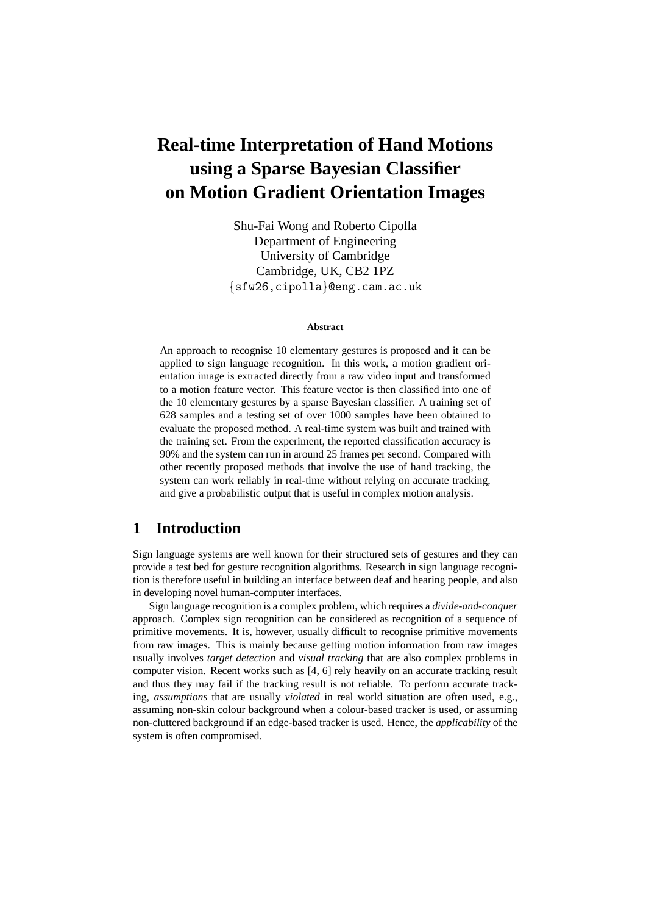# Real-time Interpretation of Hand Motions using a Sparse Bayesian Classifier on Motion Gradient Orientation Images

Shu-Fai Wong and Roberto Cipolla
Department of Engineering
University of Cambridge
Cambridge, UK, CB2 1PZ
{sfw26,cipolla}@eng.cam.ac.uk

**Abstract**

An approach to recognise 10 elementary gestures is proposed and it can be applied to sign language recognition. In this work, a motion gradient orientation image is extracted directly from a raw video input and transformed to a motion feature vector. This feature vector is then classified into one of the 10 elementary gestures by a sparse Bayesian classifier. A training set of 628 samples and a testing set of over 1000 samples have been obtained to evaluate the proposed method. A real-time system was built and trained with the training set. From the experiment, the reported classification accuracy is 90% and the system can run in around 25 frames per second. Compared with other recently proposed methods that involve the use of hand tracking, the system can work reliably in real-time without relying on accurate tracking, and give a probabilistic output that is useful in complex motion analysis.

## 1 Introduction

Sign language systems are well known for their structured sets of gestures and they can provide a test bed for gesture recognition algorithms. Research in sign language recognition is therefore useful in building an interface between deaf and hearing people, and also in developing novel human-computer interfaces.

Sign language recognition is a complex problem, which requires a *divide-and-conquer* approach. Complex sign recognition can be considered as recognition of a sequence of primitive movements. It is, however, usually difficult to recognise primitive movements from raw images. This is mainly because getting motion information from raw images usually involves *target detection* and *visual tracking* that are also complex problems in computer vision. Recent works such as [4, 6] rely heavily on an accurate tracking result and thus they may fail if the tracking result is not reliable. To perform accurate tracking, *assumptions* that are usually *violated* in real world situation are often used, e.g., assuming non-skin colour background when a colour-based tracker is used, or assuming non-cluttered background if an edge-based tracker is used. Hence, the *applicability* of the system is often compromised.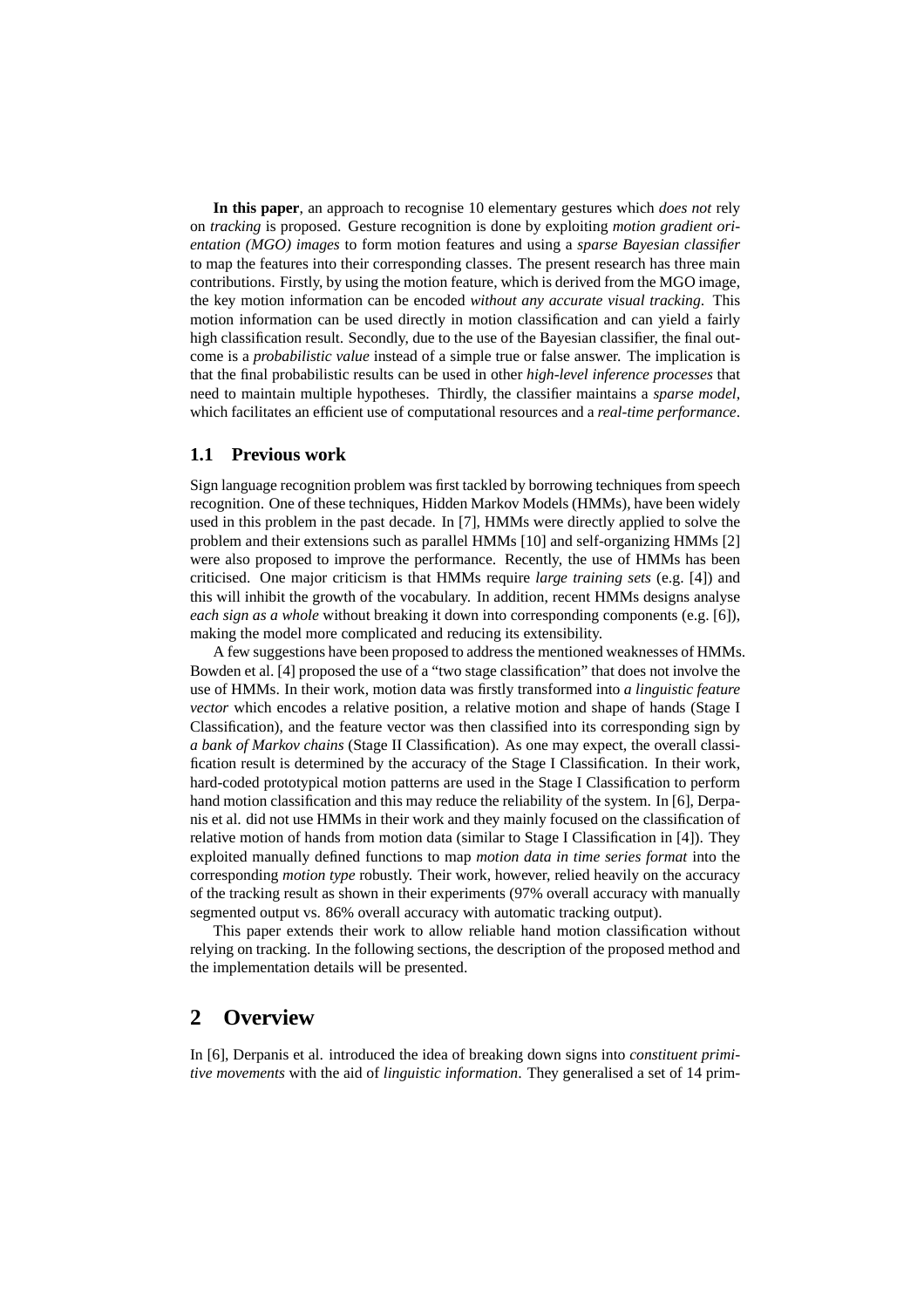**In this paper**, an approach to recognise 10 elementary gestures which *does not* rely on *tracking* is proposed. Gesture recognition is done by exploiting *motion gradient orientation (MGO) images* to form motion features and using a *sparse Bayesian classifier* to map the features into their corresponding classes. The present research has three main contributions. Firstly, by using the motion feature, which is derived from the MGO image, the key motion information can be encoded *without any accurate visual tracking*. This motion information can be used directly in motion classification and can yield a fairly high classification result. Secondly, due to the use of the Bayesian classifier, the final outcome is a *probabilistic value* instead of a simple true or false answer. The implication is that the final probabilistic results can be used in other *high-level inference processes* that need to maintain multiple hypotheses. Thirdly, the classifier maintains a *sparse model*, which facilitates an efficient use of computational resources and a *real-time performance*.

### 1.1 Previous work

Sign language recognition problem was first tackled by borrowing techniques from speech recognition. One of these techniques, Hidden Markov Models (HMMs), have been widely used in this problem in the past decade. In [7], HMMs were directly applied to solve the problem and their extensions such as parallel HMMs [10] and self-organizing HMMs [2] were also proposed to improve the performance. Recently, the use of HMMs has been criticised. One major criticism is that HMMs require *large training sets* (e.g. [4]) and this will inhibit the growth of the vocabulary. In addition, recent HMMs designs analyse *each sign as a whole* without breaking it down into corresponding components (e.g. [6]), making the model more complicated and reducing its extensibility.

A few suggestions have been proposed to address the mentioned weaknesses of HMMs. Bowden et al. [4] proposed the use of a "two stage classification" that does not involve the use of HMMs. In their work, motion data was firstly transformed into *a linguistic feature vector* which encodes a relative position, a relative motion and shape of hands (Stage I Classification), and the feature vector was then classified into its corresponding sign by *a bank of Markov chains* (Stage II Classification). As one may expect, the overall classification result is determined by the accuracy of the Stage I Classification. In their work, hard-coded prototypical motion patterns are used in the Stage I Classification to perform hand motion classification and this may reduce the reliability of the system. In [6], Derpanis et al. did not use HMMs in their work and they mainly focused on the classification of relative motion of hands from motion data (similar to Stage I Classification in [4]). They exploited manually defined functions to map *motion data in time series format* into the corresponding *motion type* robustly. Their work, however, relied heavily on the accuracy of the tracking result as shown in their experiments (97% overall accuracy with manually segmented output vs. 86% overall accuracy with automatic tracking output).

This paper extends their work to allow reliable hand motion classification without relying on tracking. In the following sections, the description of the proposed method and the implementation details will be presented.

## 2 Overview

In [6], Derpanis et al. introduced the idea of breaking down signs into *constituent primitive movements* with the aid of *linguistic information*. They generalised a set of 14 prim-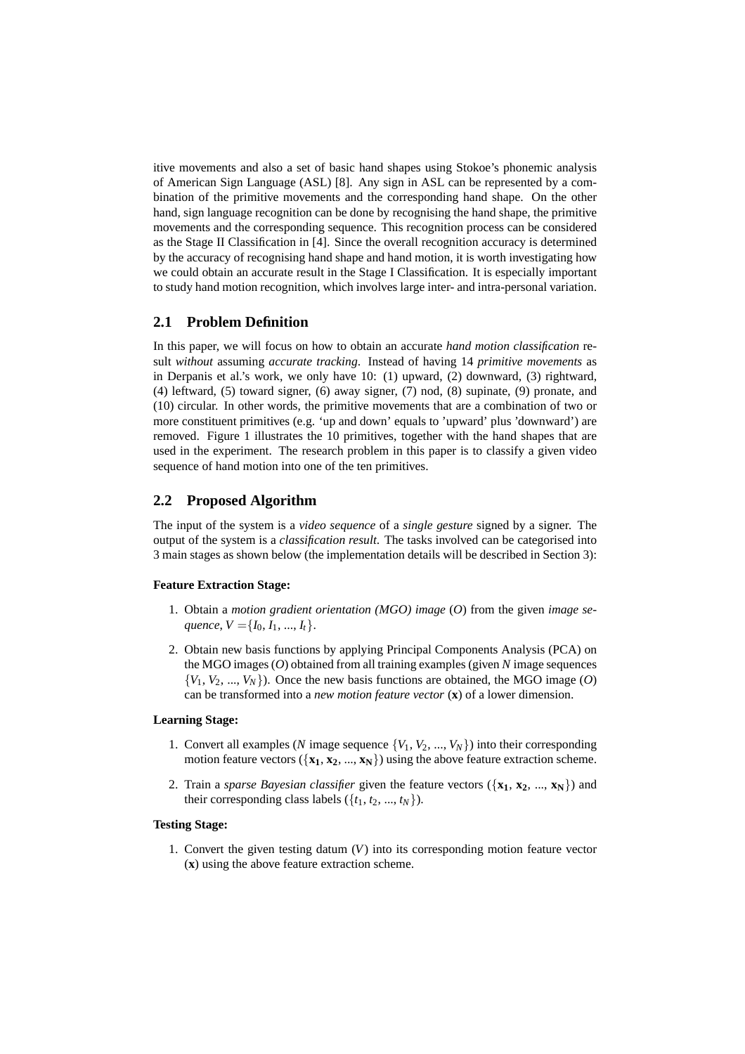itive movements and also a set of basic hand shapes using Stokoe's phonemic analysis of American Sign Language (ASL) [8]. Any sign in ASL can be represented by a combination of the primitive movements and the corresponding hand shape. On the other hand, sign language recognition can be done by recognising the hand shape, the primitive movements and the corresponding sequence. This recognition process can be considered as the Stage II Classification in [4]. Since the overall recognition accuracy is determined by the accuracy of recognising hand shape and hand motion, it is worth investigating how we could obtain an accurate result in the Stage I Classification. It is especially important to study hand motion recognition, which involves large inter- and intra-personal variation.

## 2.1 Problem Definition

In this paper, we will focus on how to obtain an accurate *hand motion classification* result *without* assuming *accurate tracking*. Instead of having 14 *primitive movements* as in Derpanis et al.'s work, we only have 10: (1) upward, (2) downward, (3) rightward, (4) leftward, (5) toward signer, (6) away signer, (7) nod, (8) supinate, (9) pronate, and (10) circular. In other words, the primitive movements that are a combination of two or more constituent primitives (e.g. 'up and down' equals to 'upward' plus 'downward') are removed. Figure 1 illustrates the 10 primitives, together with the hand shapes that are used in the experiment. The research problem in this paper is to classify a given video sequence of hand motion into one of the ten primitives.

## 2.2 Proposed Algorithm

The input of the system is a *video sequence* of a *single gesture* signed by a signer. The output of the system is a *classification result*. The tasks involved can be categorised into 3 main stages as shown below (the implementation details will be described in Section 3):

**Feature Extraction Stage:**

1. Obtain a *motion gradient orientation (MGO) image* ($O$) from the given *image sequence*, $V = \{I_0, I_1, ..., I_t\}$.
2. Obtain new basis functions by applying Principal Components Analysis (PCA) on the MGO images ($O$) obtained from all training examples (given $N$ image sequences $\{V_1, V_2, ..., V_N\}$). Once the new basis functions are obtained, the MGO image ($O$) can be transformed into a *new motion feature vector* ($\mathbf{x}$) of a lower dimension.

**Learning Stage:**

1. Convert all examples ($N$ image sequence $\{V_1, V_2, ..., V_N\}$) into their corresponding motion feature vectors ($\{\mathbf{x_1}, \mathbf{x_2}, ..., \mathbf{x_N}\}$) using the above feature extraction scheme.
2. Train a *sparse Bayesian classifier* given the feature vectors ($\{\mathbf{x_1}, \mathbf{x_2}, ..., \mathbf{x_N}\}$) and their corresponding class labels ($\{t_1, t_2, ..., t_N\}$).

**Testing Stage:**

1. Convert the given testing datum ($V$) into its corresponding motion feature vector ($\mathbf{x}$) using the above feature extraction scheme.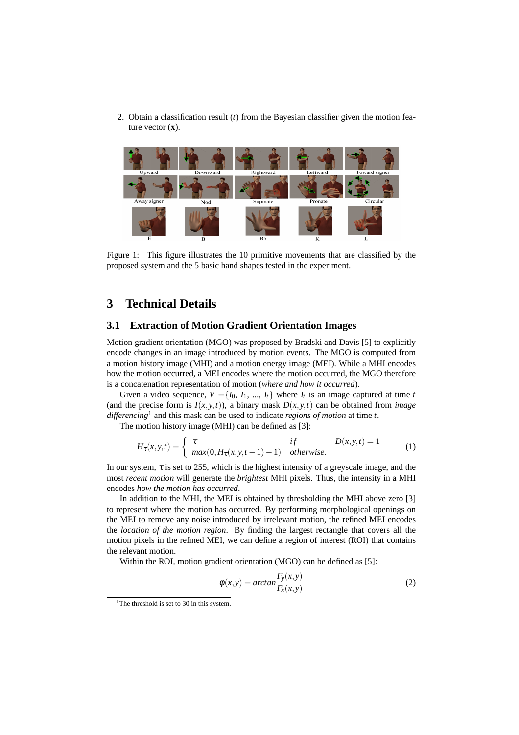2. Obtain a classification result ($t$) from the Bayesian classifier given the motion feature vector ($\mathbf{x}$).

Figure 1: This figure illustrates the 10 primitive movements that are classified by the proposed system and the 5 basic hand shapes tested in the experiment.

# 3 Technical Details

## 3.1 Extraction of Motion Gradient Orientation Images

Motion gradient orientation (MGO) was proposed by Bradski and Davis [5] to explicitly encode changes in an image introduced by motion events. The MGO is computed from a motion history image (MHI) and a motion energy image (MEI). While a MHI encodes how the motion occurred, a MEI encodes where the motion occurred, the MGO therefore is a concatenation representation of motion (*where and how it occurred*).

Given a video sequence, $V = \{I_0, I_1, ..., I_t\}$ where $I_t$ is an image captured at time $t$ (and the precise form is $I(x,y,t)$), a binary mask $D(x,y,t)$ can be obtained from *image differencing*[1] and this mask can be used to indicate *regions of motion* at time $t$.

The motion history image (MHI) can be defined as [3]:

$$H_\tau(x,y,t) = \begin{cases} \tau & if \quad D(x,y,t) = 1 \\ max(0, H_\tau(x,y,t-1) - 1) & otherwise. \end{cases} \tag{1}$$

In our system, $\tau$ is set to 255, which is the highest intensity of a greyscale image, and the most *recent motion* will generate the *brightest* MHI pixels. Thus, the intensity in a MHI encodes *how the motion has occurred*.

In addition to the MHI, the MEI is obtained by thresholding the MHI above zero [3] to represent where the motion has occurred. By performing morphological openings on the MEI to remove any noise introduced by irrelevant motion, the refined MEI encodes the *location of the motion region*. By finding the largest rectangle that covers all the motion pixels in the refined MEI, we can define a region of interest (ROI) that contains the relevant motion.

Within the ROI, motion gradient orientation (MGO) can be defined as [5]:

$$\phi(x,y) = arctan\frac{F_y(x,y)}{F_x(x,y)} \tag{2}$$

[1] The threshold is set to 30 in this system.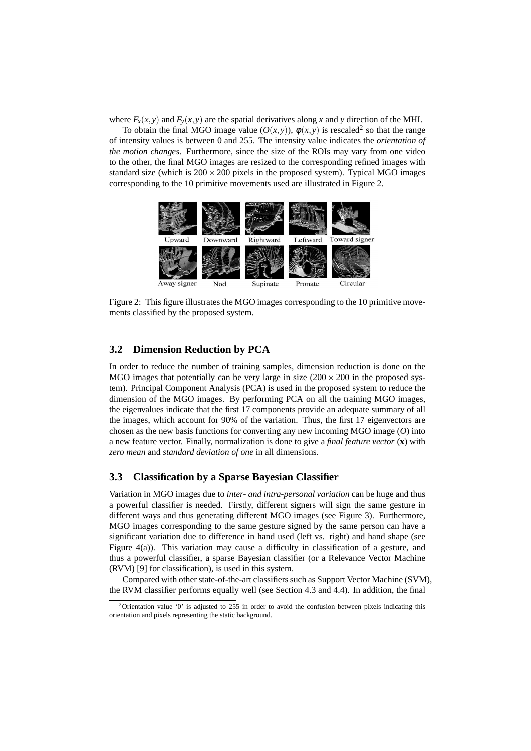where $F_x(x,y)$ and $F_y(x,y)$ are the spatial derivatives along $x$ and $y$ direction of the MHI.

To obtain the final MGO image value ($O(x,y)$), $\phi(x,y)$ is rescaled[2] so that the range of intensity values is between 0 and 255. The intensity value indicates the *orientation of the motion changes*. Furthermore, since the size of the ROIs may vary from one video to the other, the final MGO images are resized to the corresponding refined images with standard size (which is $200 \times 200$ pixels in the proposed system). Typical MGO images corresponding to the 10 primitive movements used are illustrated in Figure 2.

Upward Downward Rightward Leftward Toward signer

Away signer Nod Supinate Pronate Circular

Figure 2: This figure illustrates the MGO images corresponding to the 10 primitive movements classified by the proposed system.

### 3.2 Dimension Reduction by PCA

In order to reduce the number of training samples, dimension reduction is done on the MGO images that potentially can be very large in size ($200 \times 200$ in the proposed system). Principal Component Analysis (PCA) is used in the proposed system to reduce the dimension of the MGO images. By performing PCA on all the training MGO images, the eigenvalues indicate that the first 17 components provide an adequate summary of all the images, which account for 90% of the variation. Thus, the first 17 eigenvectors are chosen as the new basis functions for converting any new incoming MGO image ($O$) into a new feature vector. Finally, normalization is done to give a *final feature vector* ($\mathbf{x}$) with *zero mean* and *standard deviation of one* in all dimensions.

### 3.3 Classification by a Sparse Bayesian Classifier

Variation in MGO images due to *inter- and intra-personal variation* can be huge and thus a powerful classifier is needed. Firstly, different signers will sign the same gesture in different ways and thus generating different MGO images (see Figure 3). Furthermore, MGO images corresponding to the same gesture signed by the same person can have a significant variation due to difference in hand used (left vs. right) and hand shape (see Figure 4(a)). This variation may cause a difficulty in classification of a gesture, and thus a powerful classifier, a sparse Bayesian classifier (or a Relevance Vector Machine (RVM) [9] for classification), is used in this system.

Compared with other state-of-the-art classifiers such as Support Vector Machine (SVM), the RVM classifier performs equally well (see Section 4.3 and 4.4). In addition, the final

[2] Orientation value '0' is adjusted to 255 in order to avoid the confusion between pixels indicating this orientation and pixels representing the static background.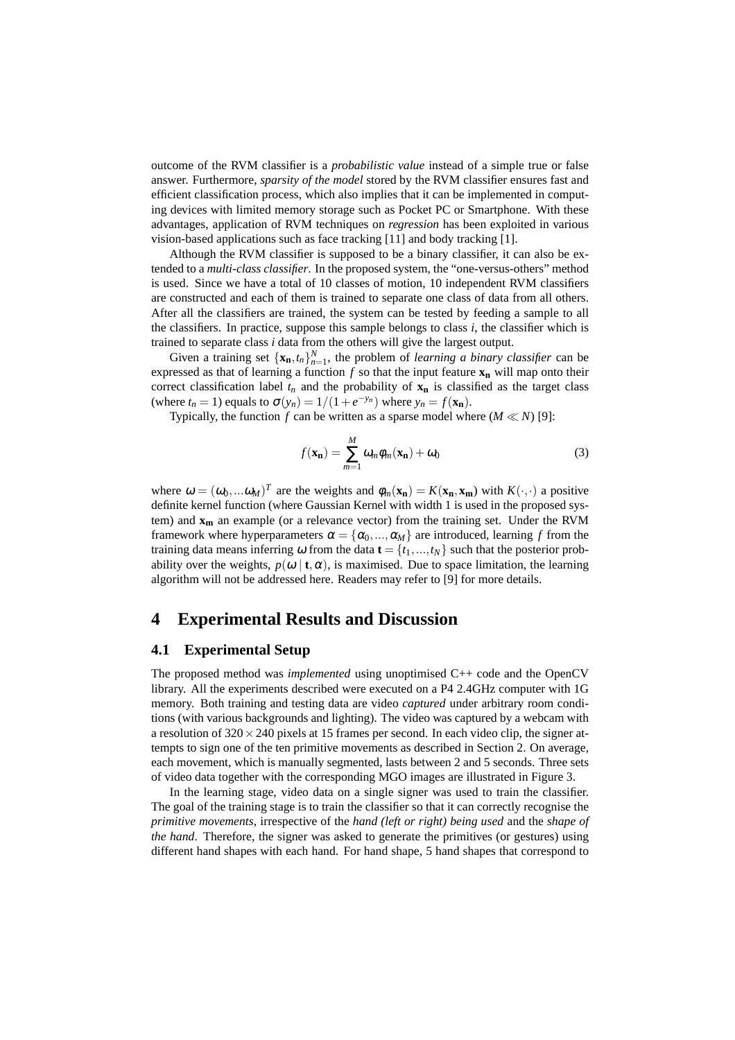outcome of the RVM classifier is a *probabilistic value* instead of a simple true or false answer. Furthermore, *sparsity of the model* stored by the RVM classifier ensures fast and efficient classification process, which also implies that it can be implemented in computing devices with limited memory storage such as Pocket PC or Smartphone. With these advantages, application of RVM techniques on *regression* has been exploited in various vision-based applications such as face tracking [11] and body tracking [1].

Although the RVM classifier is supposed to be a binary classifier, it can also be extended to a *multi-class classifier*. In the proposed system, the "one-versus-others" method is used. Since we have a total of 10 classes of motion, 10 independent RVM classifiers are constructed and each of them is trained to separate one class of data from all others. After all the classifiers are trained, the system can be tested by feeding a sample to all the classifiers. In practice, suppose this sample belongs to class $i$, the classifier which is trained to separate class $i$ data from the others will give the largest output.

Given a training set $\{\mathbf{x_n}, t_n\}_{n=1}^{N}$, the problem of *learning a binary classifier* can be expressed as that of learning a function $f$ so that the input feature $\mathbf{x_n}$ will map onto their correct classification label $t_n$ and the probability of $\mathbf{x_n}$ is classified as the target class (where $t_n = 1$) equals to $\sigma(y_n) = 1/(1+e^{-y_n})$ where $y_n = f(\mathbf{x_n})$.

Typically, the function $f$ can be written as a sparse model where ($M \ll N$) [9]:

$$f(\mathbf{x_n}) = \sum_{m=1}^{M} \omega_m \phi_m(\mathbf{x_n}) + \omega_0 \tag{3}$$

where $\omega = (\omega_0, \ldots \omega_M)^T$ are the weights and $\phi_m(\mathbf{x_n}) = K(\mathbf{x_n}, \mathbf{x_m})$ with $K(\cdot,\cdot)$ a positive definite kernel function (where Gaussian Kernel with width 1 is used in the proposed system) and $\mathbf{x_m}$ an example (or a relevance vector) from the training set. Under the RVM framework where hyperparameters $\alpha = \{\alpha_0, \ldots, \alpha_M\}$ are introduced, learning $f$ from the training data means inferring $\omega$ from the data $\mathbf{t} = \{t_1, \ldots, t_N\}$ such that the posterior probability over the weights, $p(\omega \mid \mathbf{t}, \alpha)$, is maximised. Due to space limitation, the learning algorithm will not be addressed here. Readers may refer to [9] for more details.

# 4 Experimental Results and Discussion

## 4.1 Experimental Setup

The proposed method was *implemented* using unoptimised C++ code and the OpenCV library. All the experiments described were executed on a P4 2.4GHz computer with 1G memory. Both training and testing data are video *captured* under arbitrary room conditions (with various backgrounds and lighting). The video was captured by a webcam with a resolution of $320 \times 240$ pixels at 15 frames per second. In each video clip, the signer attempts to sign one of the ten primitive movements as described in Section 2. On average, each movement, which is manually segmented, lasts between 2 and 5 seconds. Three sets of video data together with the corresponding MGO images are illustrated in Figure 3.

In the learning stage, video data on a single signer was used to train the classifier. The goal of the training stage is to train the classifier so that it can correctly recognise the *primitive movements*, irrespective of the *hand (left or right) being used* and the *shape of the hand*. Therefore, the signer was asked to generate the primitives (or gestures) using different hand shapes with each hand. For hand shape, 5 hand shapes that correspond to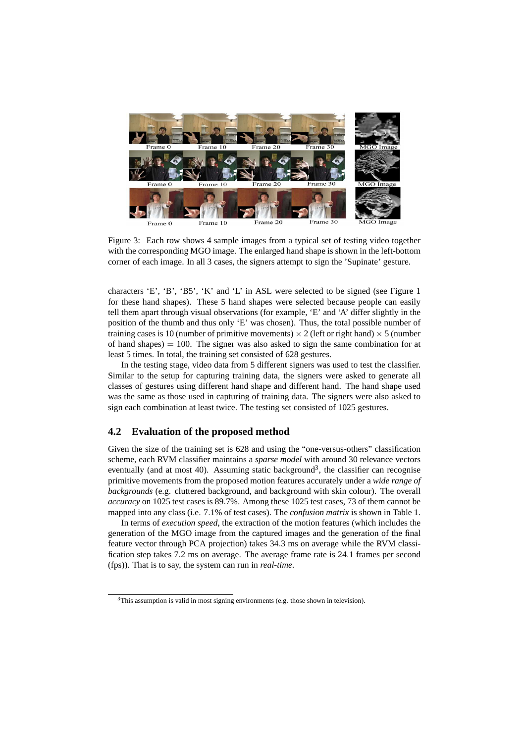Figure 3: Each row shows 4 sample images from a typical set of testing video together with the corresponding MGO image. The enlarged hand shape is shown in the left-bottom corner of each image. In all 3 cases, the signers attempt to sign the 'Supinate' gesture.

characters 'E', 'B', 'B5', 'K' and 'L' in ASL were selected to be signed (see Figure 1 for these hand shapes). These 5 hand shapes were selected because people can easily tell them apart through visual observations (for example, 'E' and 'A' differ slightly in the position of the thumb and thus only 'E' was chosen). Thus, the total possible number of training cases is 10 (number of primitive movements) $\times$ 2 (left or right hand) $\times$ 5 (number of hand shapes) $=$ 100. The signer was also asked to sign the same combination for at least 5 times. In total, the training set consisted of 628 gestures.

In the testing stage, video data from 5 different signers was used to test the classifier. Similar to the setup for capturing training data, the signers were asked to generate all classes of gestures using different hand shape and different hand. The hand shape used was the same as those used in capturing of training data. The signers were also asked to sign each combination at least twice. The testing set consisted of 1025 gestures.

## 4.2 Evaluation of the proposed method

Given the size of the training set is 628 and using the "one-versus-others" classification scheme, each RVM classifier maintains a *sparse model* with around 30 relevance vectors eventually (and at most 40). Assuming static background[3], the classifier can recognise primitive movements from the proposed motion features accurately under a *wide range of backgrounds* (e.g. cluttered background, and background with skin colour). The overall *accuracy* on 1025 test cases is 89.7%. Among these 1025 test cases, 73 of them cannot be mapped into any class (i.e. 7.1% of test cases). The *confusion matrix* is shown in Table 1.

In terms of *execution speed*, the extraction of the motion features (which includes the generation of the MGO image from the captured images and the generation of the final feature vector through PCA projection) takes 34.3 ms on average while the RVM classification step takes 7.2 ms on average. The average frame rate is 24.1 frames per second (fps)). That is to say, the system can run in *real-time*.

[3] This assumption is valid in most signing environments (e.g. those shown in television).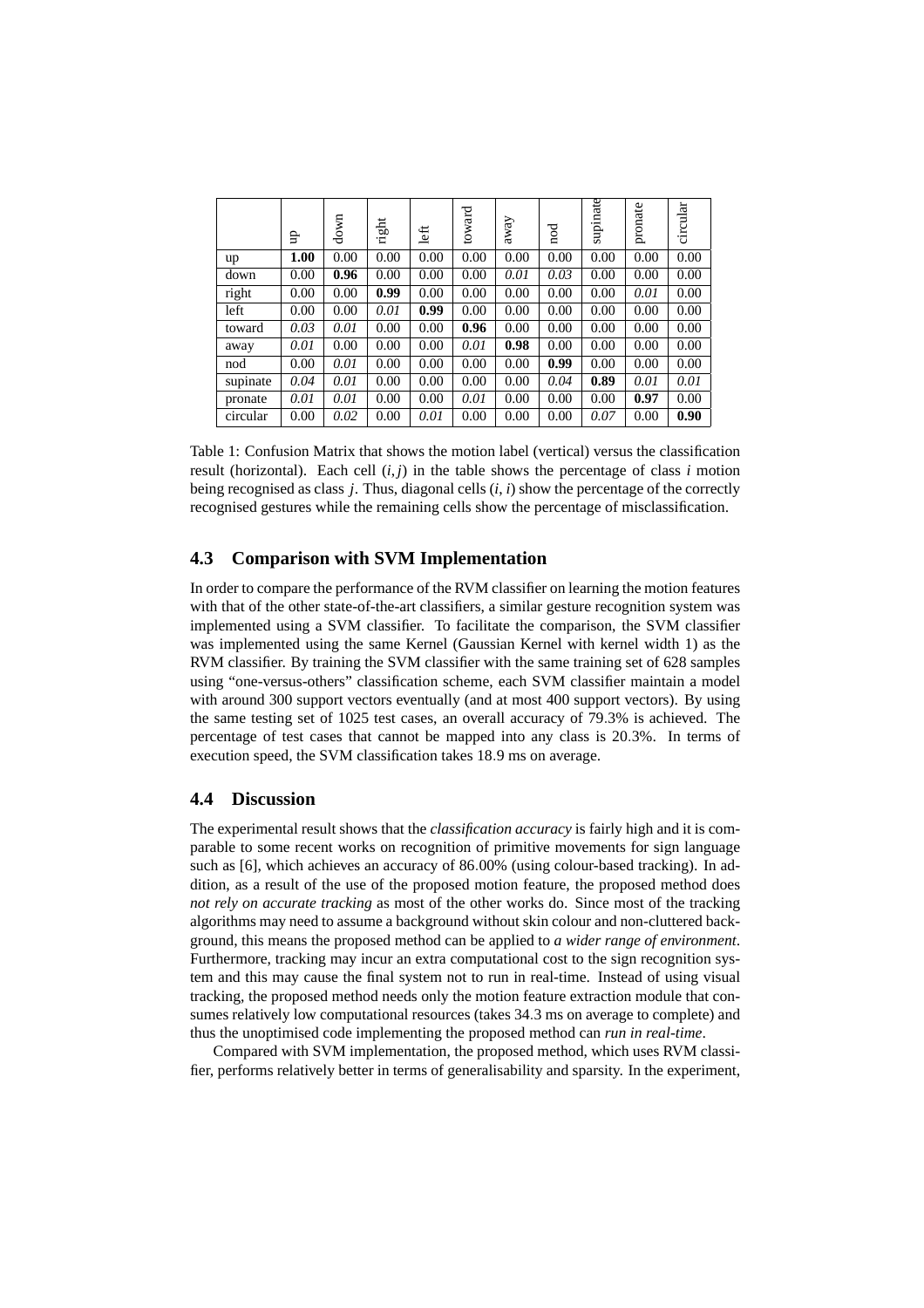|  | up | down | right | left | toward | away | nod | supinate | pronate | circular |
|---|---|---|---|---|---|---|---|---|---|---|
| up | **1.00** | 0.00 | 0.00 | 0.00 | 0.00 | 0.00 | 0.00 | 0.00 | 0.00 | 0.00 |
| down | 0.00 | **0.96** | 0.00 | 0.00 | 0.00 | *0.01* | *0.03* | 0.00 | 0.00 | 0.00 |
| right | 0.00 | 0.00 | **0.99** | 0.00 | 0.00 | 0.00 | 0.00 | 0.00 | *0.01* | 0.00 |
| left | 0.00 | 0.00 | *0.01* | **0.99** | 0.00 | 0.00 | 0.00 | 0.00 | 0.00 | 0.00 |
| toward | *0.03* | *0.01* | 0.00 | 0.00 | **0.96** | 0.00 | 0.00 | 0.00 | 0.00 | 0.00 |
| away | *0.01* | 0.00 | 0.00 | 0.00 | *0.01* | **0.98** | 0.00 | 0.00 | 0.00 | 0.00 |
| nod | 0.00 | *0.01* | 0.00 | 0.00 | 0.00 | 0.00 | **0.99** | 0.00 | 0.00 | 0.00 |
| supinate | *0.04* | *0.01* | 0.00 | 0.00 | 0.00 | 0.00 | *0.04* | **0.89** | *0.01* | *0.01* |
| pronate | *0.01* | *0.01* | 0.00 | 0.00 | *0.01* | 0.00 | 0.00 | 0.00 | **0.97** | 0.00 |
| circular | 0.00 | *0.02* | 0.00 | *0.01* | 0.00 | 0.00 | 0.00 | *0.07* | 0.00 | **0.90** |

Table 1: Confusion Matrix that shows the motion label (vertical) versus the classification result (horizontal). Each cell $(i, j)$ in the table shows the percentage of class $i$ motion being recognised as class $j$. Thus, diagonal cells $(i, i)$ show the percentage of the correctly recognised gestures while the remaining cells show the percentage of misclassification.

### 4.3 Comparison with SVM Implementation

In order to compare the performance of the RVM classifier on learning the motion features with that of the other state-of-the-art classifiers, a similar gesture recognition system was implemented using a SVM classifier. To facilitate the comparison, the SVM classifier was implemented using the same Kernel (Gaussian Kernel with kernel width 1) as the RVM classifier. By training the SVM classifier with the same training set of 628 samples using "one-versus-others" classification scheme, each SVM classifier maintain a model with around 300 support vectors eventually (and at most 400 support vectors). By using the same testing set of 1025 test cases, an overall accuracy of 79.3% is achieved. The percentage of test cases that cannot be mapped into any class is 20.3%. In terms of execution speed, the SVM classification takes 18.9 ms on average.

### 4.4 Discussion

The experimental result shows that the *classification accuracy* is fairly high and it is comparable to some recent works on recognition of primitive movements for sign language such as [6], which achieves an accuracy of 86.00% (using colour-based tracking). In addition, as a result of the use of the proposed motion feature, the proposed method does *not rely on accurate tracking* as most of the other works do. Since most of the tracking algorithms may need to assume a background without skin colour and non-cluttered background, this means the proposed method can be applied to *a wider range of environment*. Furthermore, tracking may incur an extra computational cost to the sign recognition system and this may cause the final system not to run in real-time. Instead of using visual tracking, the proposed method needs only the motion feature extraction module that consumes relatively low computational resources (takes 34.3 ms on average to complete) and thus the unoptimised code implementing the proposed method can *run in real-time*.

Compared with SVM implementation, the proposed method, which uses RVM classifier, performs relatively better in terms of generalisability and sparsity. In the experiment,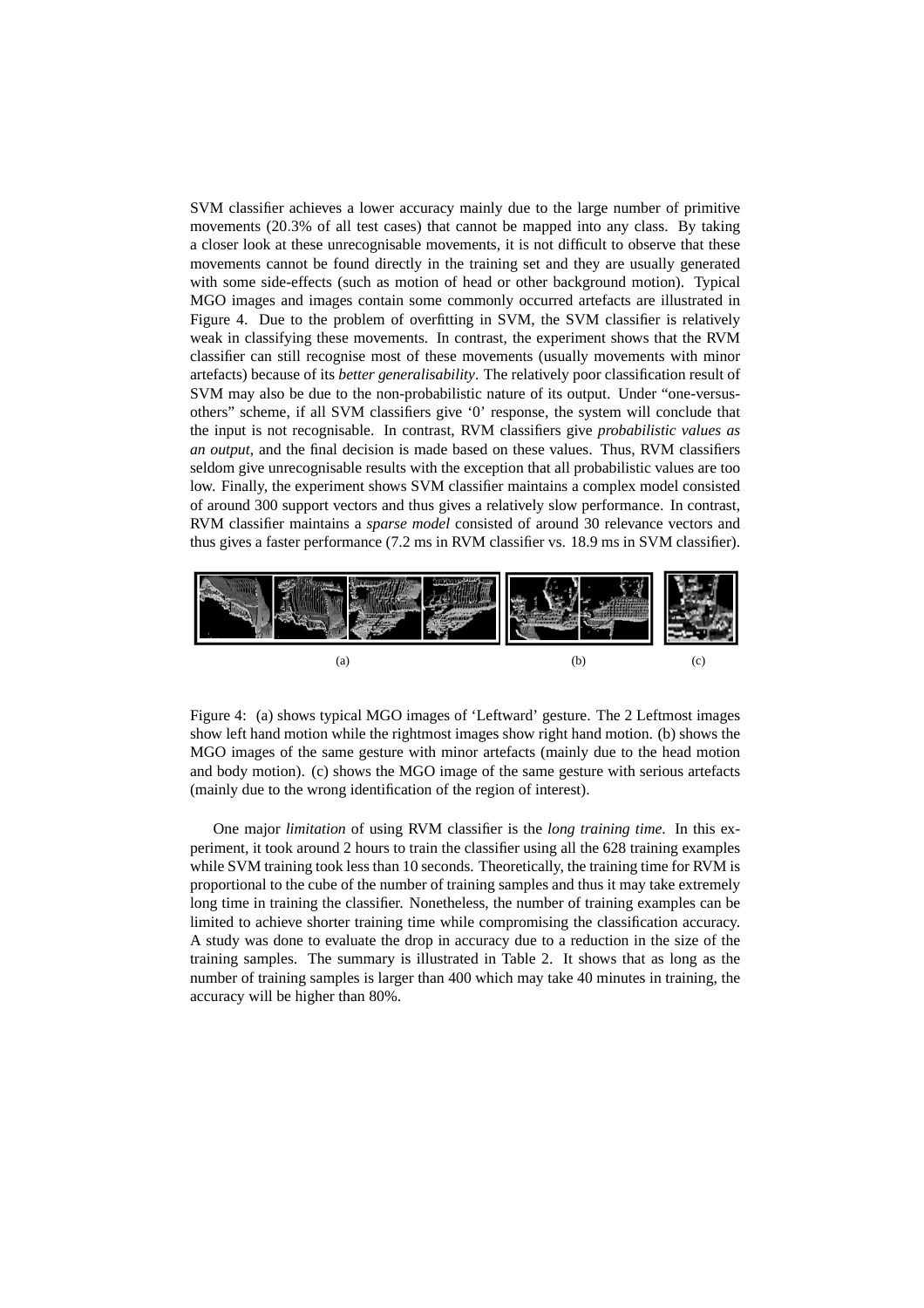SVM classifier achieves a lower accuracy mainly due to the large number of primitive movements (20.3% of all test cases) that cannot be mapped into any class. By taking a closer look at these unrecognisable movements, it is not difficult to observe that these movements cannot be found directly in the training set and they are usually generated with some side-effects (such as motion of head or other background motion). Typical MGO images and images contain some commonly occurred artefacts are illustrated in Figure 4. Due to the problem of overfitting in SVM, the SVM classifier is relatively weak in classifying these movements. In contrast, the experiment shows that the RVM classifier can still recognise most of these movements (usually movements with minor artefacts) because of its *better generalisability*. The relatively poor classification result of SVM may also be due to the non-probabilistic nature of its output. Under "one-versus-others" scheme, if all SVM classifiers give '0' response, the system will conclude that the input is not recognisable. In contrast, RVM classifiers give *probabilistic values as an output*, and the final decision is made based on these values. Thus, RVM classifiers seldom give unrecognisable results with the exception that all probabilistic values are too low. Finally, the experiment shows SVM classifier maintains a complex model consisted of around 300 support vectors and thus gives a relatively slow performance. In contrast, RVM classifier maintains a *sparse model* consisted of around 30 relevance vectors and thus gives a faster performance (7.2 ms in RVM classifier vs. 18.9 ms in SVM classifier).

(a) (b) (c)

Figure 4: (a) shows typical MGO images of 'Leftward' gesture. The 2 Leftmost images show left hand motion while the rightmost images show right hand motion. (b) shows the MGO images of the same gesture with minor artefacts (mainly due to the head motion and body motion). (c) shows the MGO image of the same gesture with serious artefacts (mainly due to the wrong identification of the region of interest).

One major *limitation* of using RVM classifier is the *long training time*. In this experiment, it took around 2 hours to train the classifier using all the 628 training examples while SVM training took less than 10 seconds. Theoretically, the training time for RVM is proportional to the cube of the number of training samples and thus it may take extremely long time in training the classifier. Nonetheless, the number of training examples can be limited to achieve shorter training time while compromising the classification accuracy. A study was done to evaluate the drop in accuracy due to a reduction in the size of the training samples. The summary is illustrated in Table 2. It shows that as long as the number of training samples is larger than 400 which may take 40 minutes in training, the accuracy will be higher than 80%.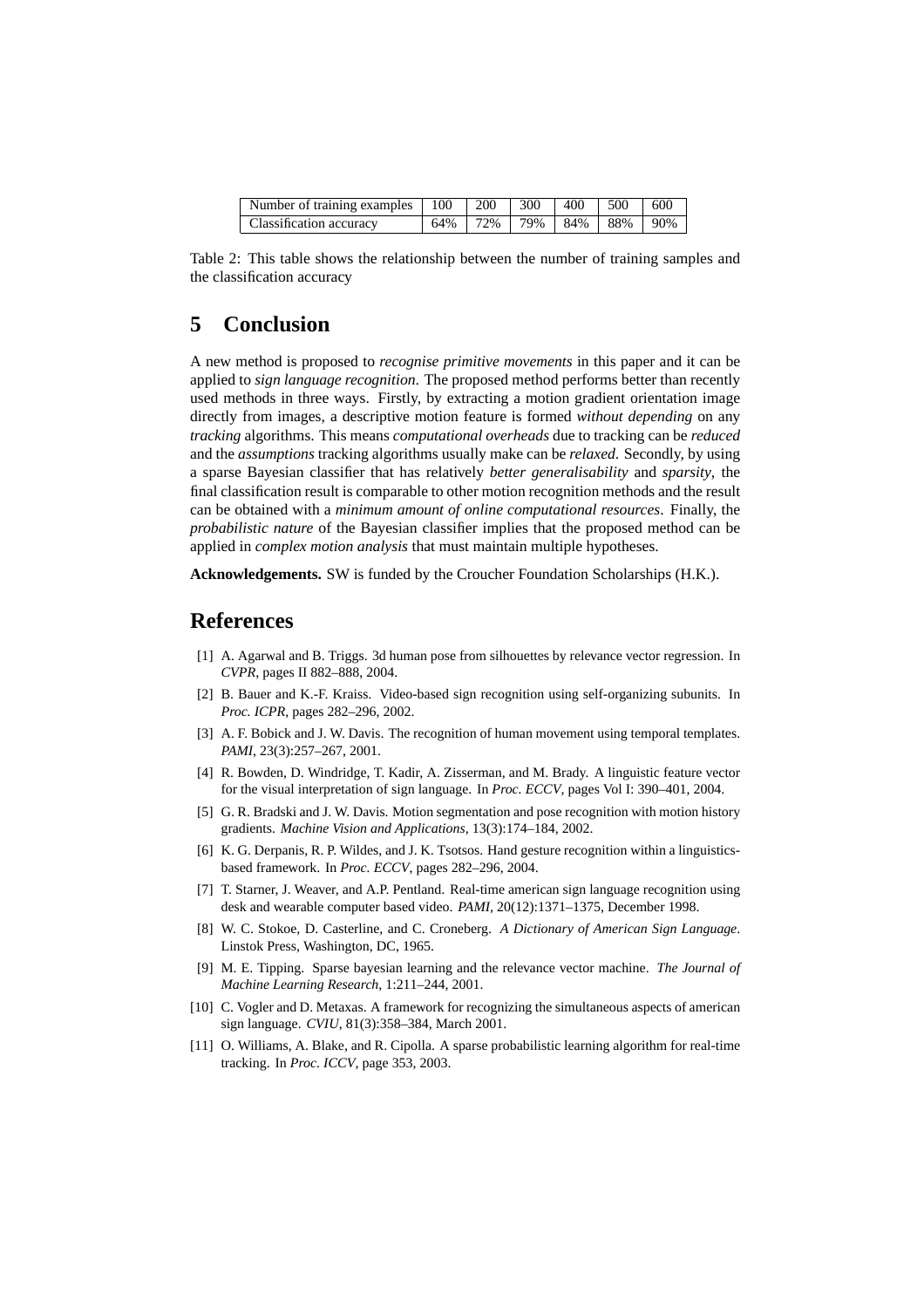| Number of training examples | 100 | 200 | 300 | 400 | 500 | 600 |
|---|---|---|---|---|---|---|
| Classification accuracy | 64% | 72% | 79% | 84% | 88% | 90% |

Table 2: This table shows the relationship between the number of training samples and the classification accuracy

## 5 Conclusion

A new method is proposed to *recognise primitive movements* in this paper and it can be applied to *sign language recognition*. The proposed method performs better than recently used methods in three ways. Firstly, by extracting a motion gradient orientation image directly from images, a descriptive motion feature is formed *without depending* on any *tracking* algorithms. This means *computational overheads* due to tracking can be *reduced* and the *assumptions* tracking algorithms usually make can be *relaxed*. Secondly, by using a sparse Bayesian classifier that has relatively *better generalisability* and *sparsity*, the final classification result is comparable to other motion recognition methods and the result can be obtained with a *minimum amount of online computational resources*. Finally, the *probabilistic nature* of the Bayesian classifier implies that the proposed method can be applied in *complex motion analysis* that must maintain multiple hypotheses.

**Acknowledgements.** SW is funded by the Croucher Foundation Scholarships (H.K.).

## References

[1] A. Agarwal and B. Triggs. 3d human pose from silhouettes by relevance vector regression. In *CVPR*, pages II 882–888, 2004.

[2] B. Bauer and K.-F. Kraiss. Video-based sign recognition using self-organizing subunits. In *Proc. ICPR*, pages 282–296, 2002.

[3] A. F. Bobick and J. W. Davis. The recognition of human movement using temporal templates. *PAMI*, 23(3):257–267, 2001.

[4] R. Bowden, D. Windridge, T. Kadir, A. Zisserman, and M. Brady. A linguistic feature vector for the visual interpretation of sign language. In *Proc. ECCV*, pages Vol I: 390–401, 2004.

[5] G. R. Bradski and J. W. Davis. Motion segmentation and pose recognition with motion history gradients. *Machine Vision and Applications*, 13(3):174–184, 2002.

[6] K. G. Derpanis, R. P. Wildes, and J. K. Tsotsos. Hand gesture recognition within a linguistics-based framework. In *Proc. ECCV*, pages 282–296, 2004.

[7] T. Starner, J. Weaver, and A.P. Pentland. Real-time american sign language recognition using desk and wearable computer based video. *PAMI*, 20(12):1371–1375, December 1998.

[8] W. C. Stokoe, D. Casterline, and C. Croneberg. *A Dictionary of American Sign Language*. Linstok Press, Washington, DC, 1965.

[9] M. E. Tipping. Sparse bayesian learning and the relevance vector machine. *The Journal of Machine Learning Research*, 1:211–244, 2001.

[10] C. Vogler and D. Metaxas. A framework for recognizing the simultaneous aspects of american sign language. *CVIU*, 81(3):358–384, March 2001.

[11] O. Williams, A. Blake, and R. Cipolla. A sparse probabilistic learning algorithm for real-time tracking. In *Proc. ICCV*, page 353, 2003.